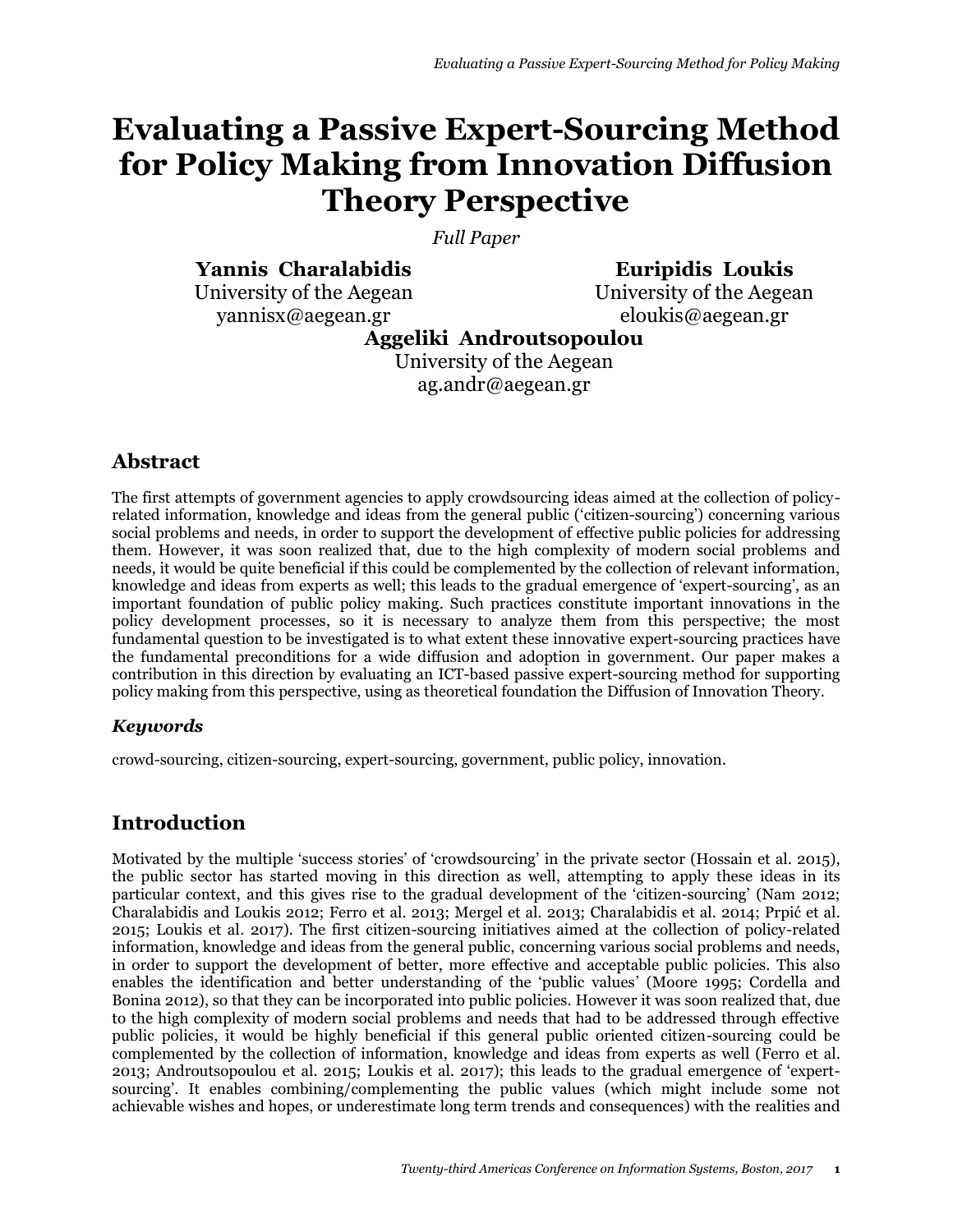# Evaluating a Passive Expert-Sourcing Method for Policy Making from Innovation Diffusion Theory Perspective

*Full Paper*

**Yannis Charalabidis**
University of the Aegean
yannisx@aegean.gr

**Euripidis Loukis**
University of the Aegean
eloukis@aegean.gr

**Aggeliki Androutsopoulou**
University of the Aegean
ag.andr@aegean.gr

## Abstract

The first attempts of government agencies to apply crowdsourcing ideas aimed at the collection of policy-related information, knowledge and ideas from the general public ('citizen-sourcing') concerning various social problems and needs, in order to support the development of effective public policies for addressing them. However, it was soon realized that, due to the high complexity of modern social problems and needs, it would be quite beneficial if this could be complemented by the collection of relevant information, knowledge and ideas from experts as well; this leads to the gradual emergence of 'expert-sourcing', as an important foundation of public policy making. Such practices constitute important innovations in the policy development processes, so it is necessary to analyze them from this perspective; the most fundamental question to be investigated is to what extent these innovative expert-sourcing practices have the fundamental preconditions for a wide diffusion and adoption in government. Our paper makes a contribution in this direction by evaluating an ICT-based passive expert-sourcing method for supporting policy making from this perspective, using as theoretical foundation the Diffusion of Innovation Theory.

### *Keywords*

crowd-sourcing, citizen-sourcing, expert-sourcing, government, public policy, innovation.

## Introduction

Motivated by the multiple 'success stories' of 'crowdsourcing' in the private sector (Hossain et al. 2015), the public sector has started moving in this direction as well, attempting to apply these ideas in its particular context, and this gives rise to the gradual development of the 'citizen-sourcing' (Nam 2012; Charalabidis and Loukis 2012; Ferro et al. 2013; Mergel et al. 2013; Charalabidis et al. 2014; Prpić et al. 2015; Loukis et al. 2017). The first citizen-sourcing initiatives aimed at the collection of policy-related information, knowledge and ideas from the general public, concerning various social problems and needs, in order to support the development of better, more effective and acceptable public policies. This also enables the identification and better understanding of the 'public values' (Moore 1995; Cordella and Bonina 2012), so that they can be incorporated into public policies. However it was soon realized that, due to the high complexity of modern social problems and needs that had to be addressed through effective public policies, it would be highly beneficial if this general public oriented citizen-sourcing could be complemented by the collection of information, knowledge and ideas from experts as well (Ferro et al. 2013; Androutsopoulou et al. 2015; Loukis et al. 2017); this leads to the gradual emergence of 'expert-sourcing'. It enables combining/complementing the public values (which might include some not achievable wishes and hopes, or underestimate long term trends and consequences) with the realities and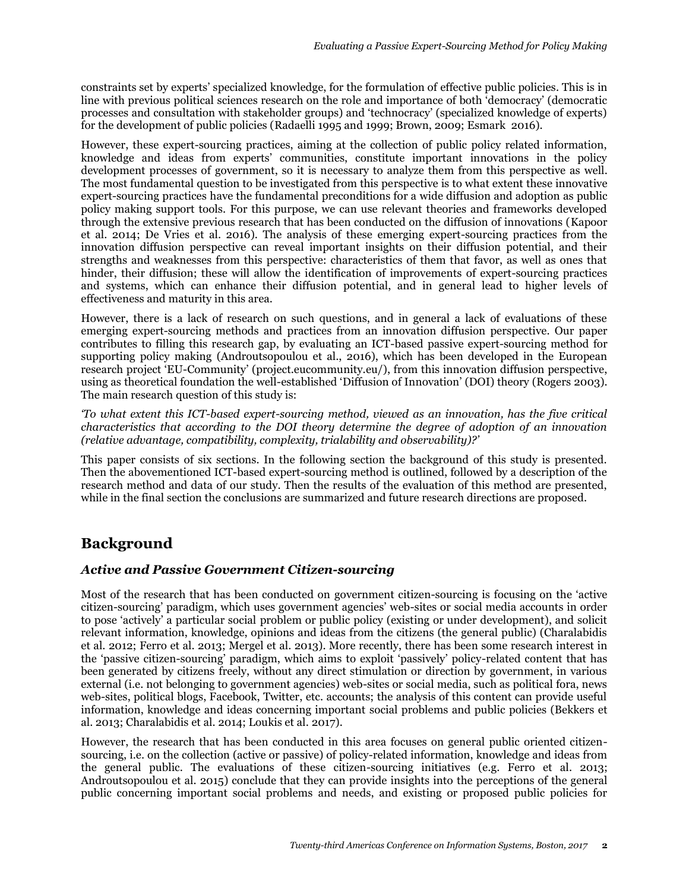constraints set by experts' specialized knowledge, for the formulation of effective public policies. This is in line with previous political sciences research on the role and importance of both 'democracy' (democratic processes and consultation with stakeholder groups) and 'technocracy' (specialized knowledge of experts) for the development of public policies (Radaelli 1995 and 1999; Brown, 2009; Esmark 2016).

However, these expert-sourcing practices, aiming at the collection of public policy related information, knowledge and ideas from experts' communities, constitute important innovations in the policy development processes of government, so it is necessary to analyze them from this perspective as well. The most fundamental question to be investigated from this perspective is to what extent these innovative expert-sourcing practices have the fundamental preconditions for a wide diffusion and adoption as public policy making support tools. For this purpose, we can use relevant theories and frameworks developed through the extensive previous research that has been conducted on the diffusion of innovations (Kapoor et al. 2014; De Vries et al. 2016). The analysis of these emerging expert-sourcing practices from the innovation diffusion perspective can reveal important insights on their diffusion potential, and their strengths and weaknesses from this perspective: characteristics of them that favor, as well as ones that hinder, their diffusion; these will allow the identification of improvements of expert-sourcing practices and systems, which can enhance their diffusion potential, and in general lead to higher levels of effectiveness and maturity in this area.

However, there is a lack of research on such questions, and in general a lack of evaluations of these emerging expert-sourcing methods and practices from an innovation diffusion perspective. Our paper contributes to filling this research gap, by evaluating an ICT-based passive expert-sourcing method for supporting policy making (Androutsopoulou et al., 2016), which has been developed in the European research project 'EU-Community' (project.eucommunity.eu/), from this innovation diffusion perspective, using as theoretical foundation the well-established 'Diffusion of Innovation' (DOI) theory (Rogers 2003). The main research question of this study is:

*'To what extent this ICT-based expert-sourcing method, viewed as an innovation, has the five critical characteristics that according to the DOI theory determine the degree of adoption of an innovation (relative advantage, compatibility, complexity, trialability and observability)?'*

This paper consists of six sections. In the following section the background of this study is presented. Then the abovementioned ICT-based expert-sourcing method is outlined, followed by a description of the research method and data of our study. Then the results of the evaluation of this method are presented, while in the final section the conclusions are summarized and future research directions are proposed.

## Background

### *Active and Passive Government Citizen-sourcing*

Most of the research that has been conducted on government citizen-sourcing is focusing on the 'active citizen-sourcing' paradigm, which uses government agencies' web-sites or social media accounts in order to pose 'actively' a particular social problem or public policy (existing or under development), and solicit relevant information, knowledge, opinions and ideas from the citizens (the general public) (Charalabidis et al. 2012; Ferro et al. 2013; Mergel et al. 2013). More recently, there has been some research interest in the 'passive citizen-sourcing' paradigm, which aims to exploit 'passively' policy-related content that has been generated by citizens freely, without any direct stimulation or direction by government, in various external (i.e. not belonging to government agencies) web-sites or social media, such as political fora, news web-sites, political blogs, Facebook, Twitter, etc. accounts; the analysis of this content can provide useful information, knowledge and ideas concerning important social problems and public policies (Bekkers et al. 2013; Charalabidis et al. 2014; Loukis et al. 2017).

However, the research that has been conducted in this area focuses on general public oriented citizen-sourcing, i.e. on the collection (active or passive) of policy-related information, knowledge and ideas from the general public. The evaluations of these citizen-sourcing initiatives (e.g. Ferro et al. 2013; Androutsopoulou et al. 2015) conclude that they can provide insights into the perceptions of the general public concerning important social problems and needs, and existing or proposed public policies for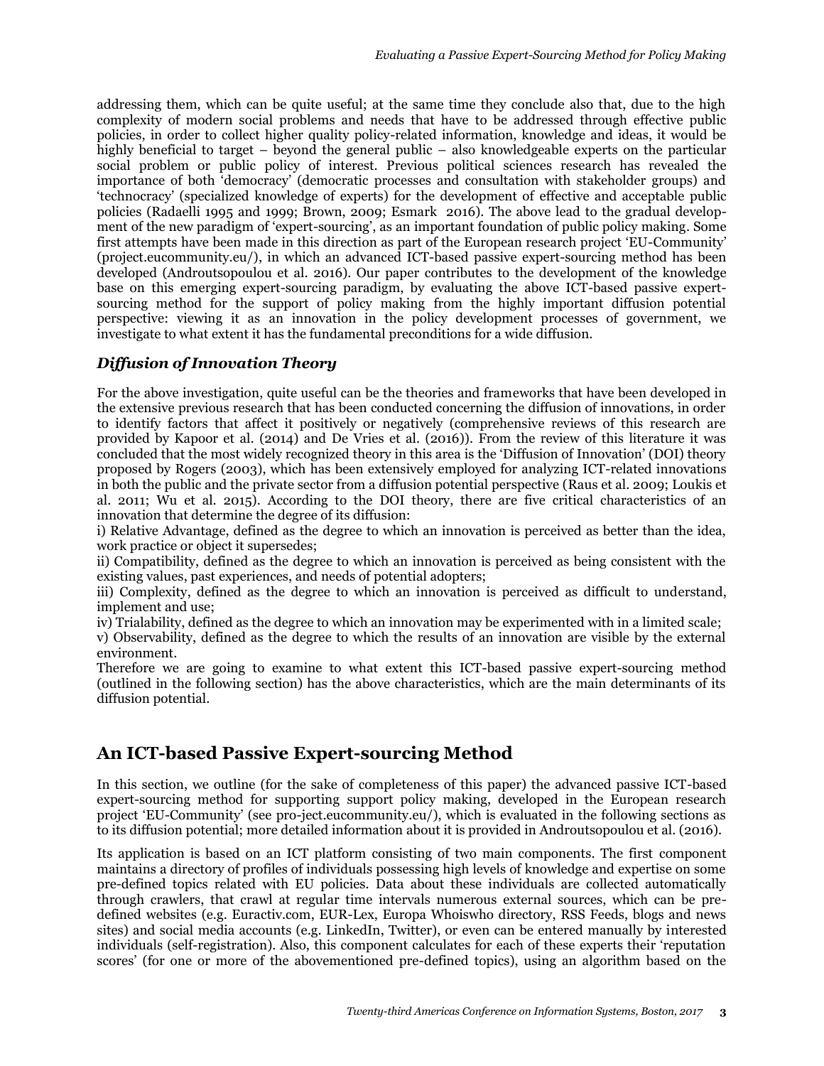addressing them, which can be quite useful; at the same time they conclude also that, due to the high complexity of modern social problems and needs that have to be addressed through effective public policies, in order to collect higher quality policy-related information, knowledge and ideas, it would be highly beneficial to target – beyond the general public – also knowledgeable experts on the particular social problem or public policy of interest. Previous political sciences research has revealed the importance of both 'democracy' (democratic processes and consultation with stakeholder groups) and 'technocracy' (specialized knowledge of experts) for the development of effective and acceptable public policies (Radaelli 1995 and 1999; Brown, 2009; Esmark 2016). The above lead to the gradual development of the new paradigm of 'expert-sourcing', as an important foundation of public policy making. Some first attempts have been made in this direction as part of the European research project 'EU-Community' (project.eucommunity.eu/), in which an advanced ICT-based passive expert-sourcing method has been developed (Androutsopoulou et al. 2016). Our paper contributes to the development of the knowledge base on this emerging expert-sourcing paradigm, by evaluating the above ICT-based passive expert-sourcing method for the support of policy making from the highly important diffusion potential perspective: viewing it as an innovation in the policy development processes of government, we investigate to what extent it has the fundamental preconditions for a wide diffusion.

### *Diffusion of Innovation Theory*

For the above investigation, quite useful can be the theories and frameworks that have been developed in the extensive previous research that has been conducted concerning the diffusion of innovations, in order to identify factors that affect it positively or negatively (comprehensive reviews of this research are provided by Kapoor et al. (2014) and De Vries et al. (2016)). From the review of this literature it was concluded that the most widely recognized theory in this area is the 'Diffusion of Innovation' (DOI) theory proposed by Rogers (2003), which has been extensively employed for analyzing ICT-related innovations in both the public and the private sector from a diffusion potential perspective (Raus et al. 2009; Loukis et al. 2011; Wu et al. 2015). According to the DOI theory, there are five critical characteristics of an innovation that determine the degree of its diffusion:

i) Relative Advantage, defined as the degree to which an innovation is perceived as better than the idea, work practice or object it supersedes;

ii) Compatibility, defined as the degree to which an innovation is perceived as being consistent with the existing values, past experiences, and needs of potential adopters;

iii) Complexity, defined as the degree to which an innovation is perceived as difficult to understand, implement and use;

iv) Trialability, defined as the degree to which an innovation may be experimented with in a limited scale;

v) Observability, defined as the degree to which the results of an innovation are visible by the external environment.

Therefore we are going to examine to what extent this ICT-based passive expert-sourcing method (outlined in the following section) has the above characteristics, which are the main determinants of its diffusion potential.

## An ICT-based Passive Expert-sourcing Method

In this section, we outline (for the sake of completeness of this paper) the advanced passive ICT-based expert-sourcing method for supporting support policy making, developed in the European research project 'EU-Community' (see pro-ject.eucommunity.eu/), which is evaluated in the following sections as to its diffusion potential; more detailed information about it is provided in Androutsopoulou et al. (2016).

Its application is based on an ICT platform consisting of two main components. The first component maintains a directory of profiles of individuals possessing high levels of knowledge and expertise on some pre-defined topics related with EU policies. Data about these individuals are collected automatically through crawlers, that crawl at regular time intervals numerous external sources, which can be pre-defined websites (e.g. Euractiv.com, EUR-Lex, Europa Whoiswho directory, RSS Feeds, blogs and news sites) and social media accounts (e.g. LinkedIn, Twitter), or even can be entered manually by interested individuals (self-registration). Also, this component calculates for each of these experts their 'reputation scores' (for one or more of the abovementioned pre-defined topics), using an algorithm based on the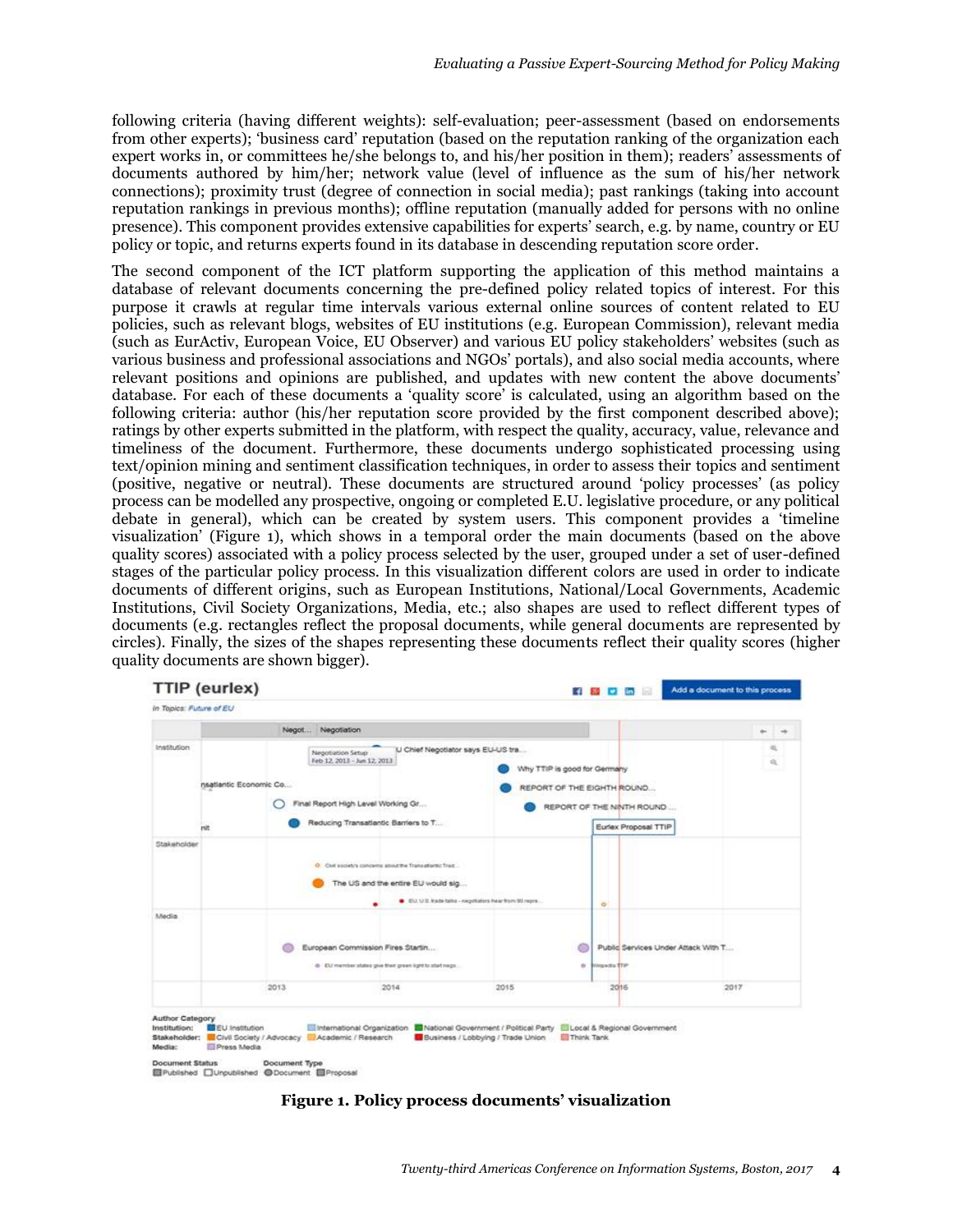following criteria (having different weights): self-evaluation; peer-assessment (based on endorsements from other experts); 'business card' reputation (based on the reputation ranking of the organization each expert works in, or committees he/she belongs to, and his/her position in them); readers' assessments of documents authored by him/her; network value (level of influence as the sum of his/her network connections); proximity trust (degree of connection in social media); past rankings (taking into account reputation rankings in previous months); offline reputation (manually added for persons with no online presence). This component provides extensive capabilities for experts' search, e.g. by name, country or EU policy or topic, and returns experts found in its database in descending reputation score order.

The second component of the ICT platform supporting the application of this method maintains a database of relevant documents concerning the pre-defined policy related topics of interest. For this purpose it crawls at regular time intervals various external online sources of content related to EU policies, such as relevant blogs, websites of EU institutions (e.g. European Commission), relevant media (such as EurActiv, European Voice, EU Observer) and various EU policy stakeholders' websites (such as various business and professional associations and NGOs' portals), and also social media accounts, where relevant positions and opinions are published, and updates with new content the above documents' database. For each of these documents a 'quality score' is calculated, using an algorithm based on the following criteria: author (his/her reputation score provided by the first component described above); ratings by other experts submitted in the platform, with respect the quality, accuracy, value, relevance and timeliness of the document. Furthermore, these documents undergo sophisticated processing using text/opinion mining and sentiment classification techniques, in order to assess their topics and sentiment (positive, negative or neutral). These documents are structured around 'policy processes' (as policy process can be modelled any prospective, ongoing or completed E.U. legislative procedure, or any political debate in general), which can be created by system users. This component provides a 'timeline visualization' (Figure 1), which shows in a temporal order the main documents (based on the above quality scores) associated with a policy process selected by the user, grouped under a set of user-defined stages of the particular policy process. In this visualization different colors are used in order to indicate documents of different origins, such as European Institutions, National/Local Governments, Academic Institutions, Civil Society Organizations, Media, etc.; also shapes are used to reflect different types of documents (e.g. rectangles reflect the proposal documents, while general documents are represented by circles). Finally, the sizes of the shapes representing these documents reflect their quality scores (higher quality documents are shown bigger).

**Figure 1. Policy process documents' visualization**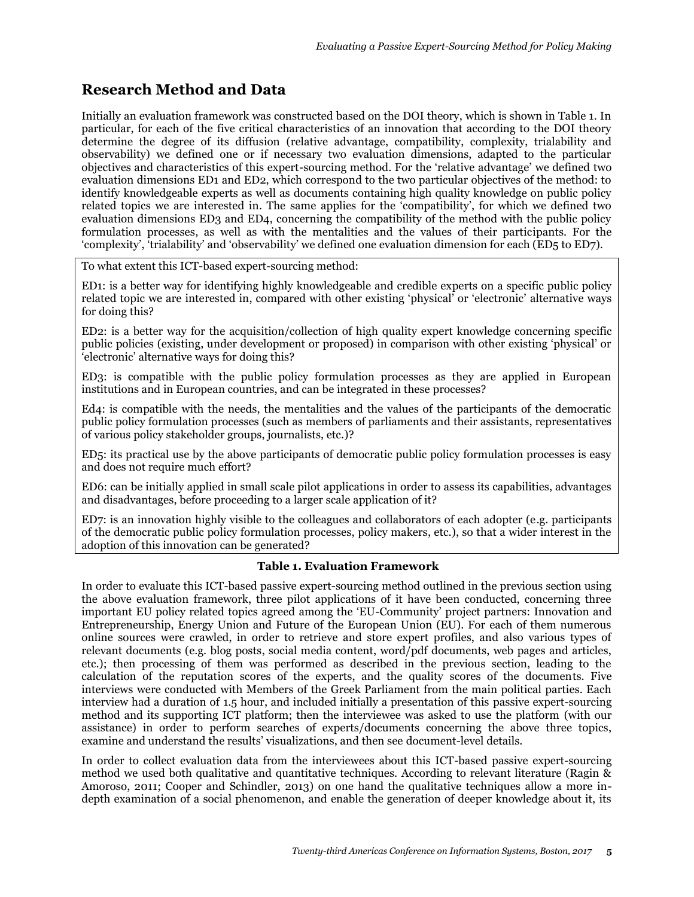## Research Method and Data

Initially an evaluation framework was constructed based on the DOI theory, which is shown in Table 1. In particular, for each of the five critical characteristics of an innovation that according to the DOI theory determine the degree of its diffusion (relative advantage, compatibility, complexity, trialability and observability) we defined one or if necessary two evaluation dimensions, adapted to the particular objectives and characteristics of this expert-sourcing method. For the 'relative advantage' we defined two evaluation dimensions ED1 and ED2, which correspond to the two particular objectives of the method: to identify knowledgeable experts as well as documents containing high quality knowledge on public policy related topics we are interested in. The same applies for the 'compatibility', for which we defined two evaluation dimensions ED3 and ED4, concerning the compatibility of the method with the public policy formulation processes, as well as with the mentalities and the values of their participants. For the 'complexity', 'trialability' and 'observability' we defined one evaluation dimension for each (ED5 to ED7).

| To what extent this ICT-based expert-sourcing method: |
|---|
| ED1: is a better way for identifying highly knowledgeable and credible experts on a specific public policy related topic we are interested in, compared with other existing 'physical' or 'electronic' alternative ways for doing this? |
| ED2: is a better way for the acquisition/collection of high quality expert knowledge concerning specific public policies (existing, under development or proposed) in comparison with other existing 'physical' or 'electronic' alternative ways for doing this? |
| ED3: is compatible with the public policy formulation processes as they are applied in European institutions and in European countries, and can be integrated in these processes? |
| Ed4: is compatible with the needs, the mentalities and the values of the participants of the democratic public policy formulation processes (such as members of parliaments and their assistants, representatives of various policy stakeholder groups, journalists, etc.)? |
| ED5: its practical use by the above participants of democratic public policy formulation processes is easy and does not require much effort? |
| ED6: can be initially applied in small scale pilot applications in order to assess its capabilities, advantages and disadvantages, before proceeding to a larger scale application of it? |
| ED7: is an innovation highly visible to the colleagues and collaborators of each adopter (e.g. participants of the democratic public policy formulation processes, policy makers, etc.), so that a wider interest in the adoption of this innovation can be generated? |

**Table 1. Evaluation Framework**

In order to evaluate this ICT-based passive expert-sourcing method outlined in the previous section using the above evaluation framework, three pilot applications of it have been conducted, concerning three important EU policy related topics agreed among the 'EU-Community' project partners: Innovation and Entrepreneurship, Energy Union and Future of the European Union (EU). For each of them numerous online sources were crawled, in order to retrieve and store expert profiles, and also various types of relevant documents (e.g. blog posts, social media content, word/pdf documents, web pages and articles, etc.); then processing of them was performed as described in the previous section, leading to the calculation of the reputation scores of the experts, and the quality scores of the documents. Five interviews were conducted with Members of the Greek Parliament from the main political parties. Each interview had a duration of 1.5 hour, and included initially a presentation of this passive expert-sourcing method and its supporting ICT platform; then the interviewee was asked to use the platform (with our assistance) in order to perform searches of experts/documents concerning the above three topics, examine and understand the results' visualizations, and then see document-level details.

In order to collect evaluation data from the interviewees about this ICT-based passive expert-sourcing method we used both qualitative and quantitative techniques. According to relevant literature (Ragin & Amoroso, 2011; Cooper and Schindler, 2013) on one hand the qualitative techniques allow a more in-depth examination of a social phenomenon, and enable the generation of deeper knowledge about it, its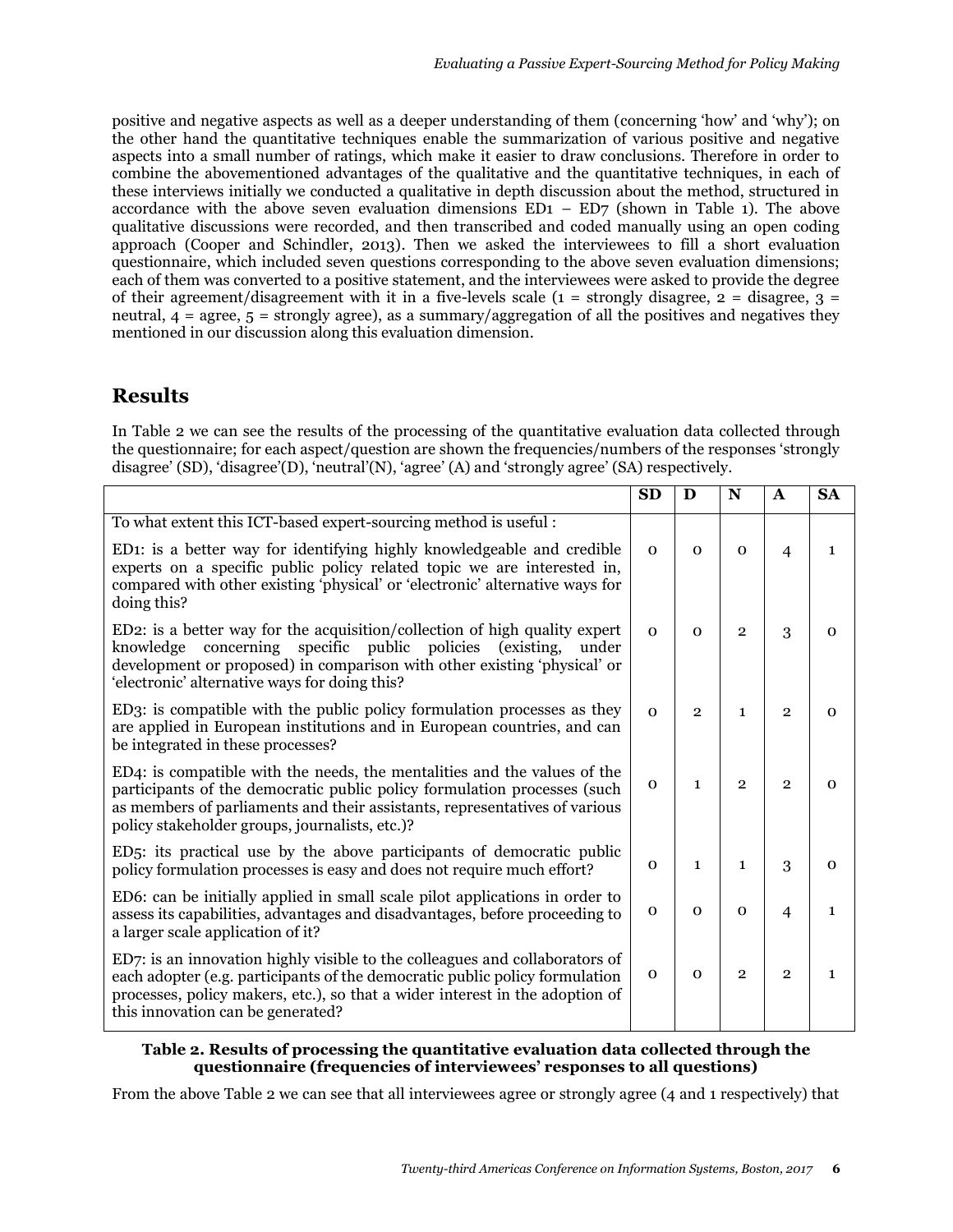positive and negative aspects as well as a deeper understanding of them (concerning 'how' and 'why'); on the other hand the quantitative techniques enable the summarization of various positive and negative aspects into a small number of ratings, which make it easier to draw conclusions. Therefore in order to combine the abovementioned advantages of the qualitative and the quantitative techniques, in each of these interviews initially we conducted a qualitative in depth discussion about the method, structured in accordance with the above seven evaluation dimensions ED1 – ED7 (shown in Table 1). The above qualitative discussions were recorded, and then transcribed and coded manually using an open coding approach (Cooper and Schindler, 2013). Then we asked the interviewees to fill a short evaluation questionnaire, which included seven questions corresponding to the above seven evaluation dimensions; each of them was converted to a positive statement, and the interviewees were asked to provide the degree of their agreement/disagreement with it in a five-levels scale (1 = strongly disagree, 2 = disagree, 3 = neutral, 4 = agree, 5 = strongly agree), as a summary/aggregation of all the positives and negatives they mentioned in our discussion along this evaluation dimension.

## Results

In Table 2 we can see the results of the processing of the quantitative evaluation data collected through the questionnaire; for each aspect/question are shown the frequencies/numbers of the responses 'strongly disagree' (SD), 'disagree'(D), 'neutral'(N), 'agree' (A) and 'strongly agree' (SA) respectively.

| | SD | D | N | A | SA |
|---|---|---|---|---|---|
| To what extent this ICT-based expert-sourcing method is useful : | | | | | |
| ED1: is a better way for identifying highly knowledgeable and credible experts on a specific public policy related topic we are interested in, compared with other existing 'physical' or 'electronic' alternative ways for doing this? | 0 | 0 | 0 | 4 | 1 |
| ED2: is a better way for the acquisition/collection of high quality expert knowledge concerning specific public policies (existing, under development or proposed) in comparison with other existing 'physical' or 'electronic' alternative ways for doing this? | 0 | 0 | 2 | 3 | 0 |
| ED3: is compatible with the public policy formulation processes as they are applied in European institutions and in European countries, and can be integrated in these processes? | 0 | 2 | 1 | 2 | 0 |
| ED4: is compatible with the needs, the mentalities and the values of the participants of the democratic public policy formulation processes (such as members of parliaments and their assistants, representatives of various policy stakeholder groups, journalists, etc.)? | 0 | 1 | 2 | 2 | 0 |
| ED5: its practical use by the above participants of democratic public policy formulation processes is easy and does not require much effort? | 0 | 1 | 1 | 3 | 0 |
| ED6: can be initially applied in small scale pilot applications in order to assess its capabilities, advantages and disadvantages, before proceeding to a larger scale application of it? | 0 | 0 | 0 | 4 | 1 |
| ED7: is an innovation highly visible to the colleagues and collaborators of each adopter (e.g. participants of the democratic public policy formulation processes, policy makers, etc.), so that a wider interest in the adoption of this innovation can be generated? | 0 | 0 | 2 | 2 | 1 |

**Table 2. Results of processing the quantitative evaluation data collected through the questionnaire (frequencies of interviewees' responses to all questions)**

From the above Table 2 we can see that all interviewees agree or strongly agree (4 and 1 respectively) that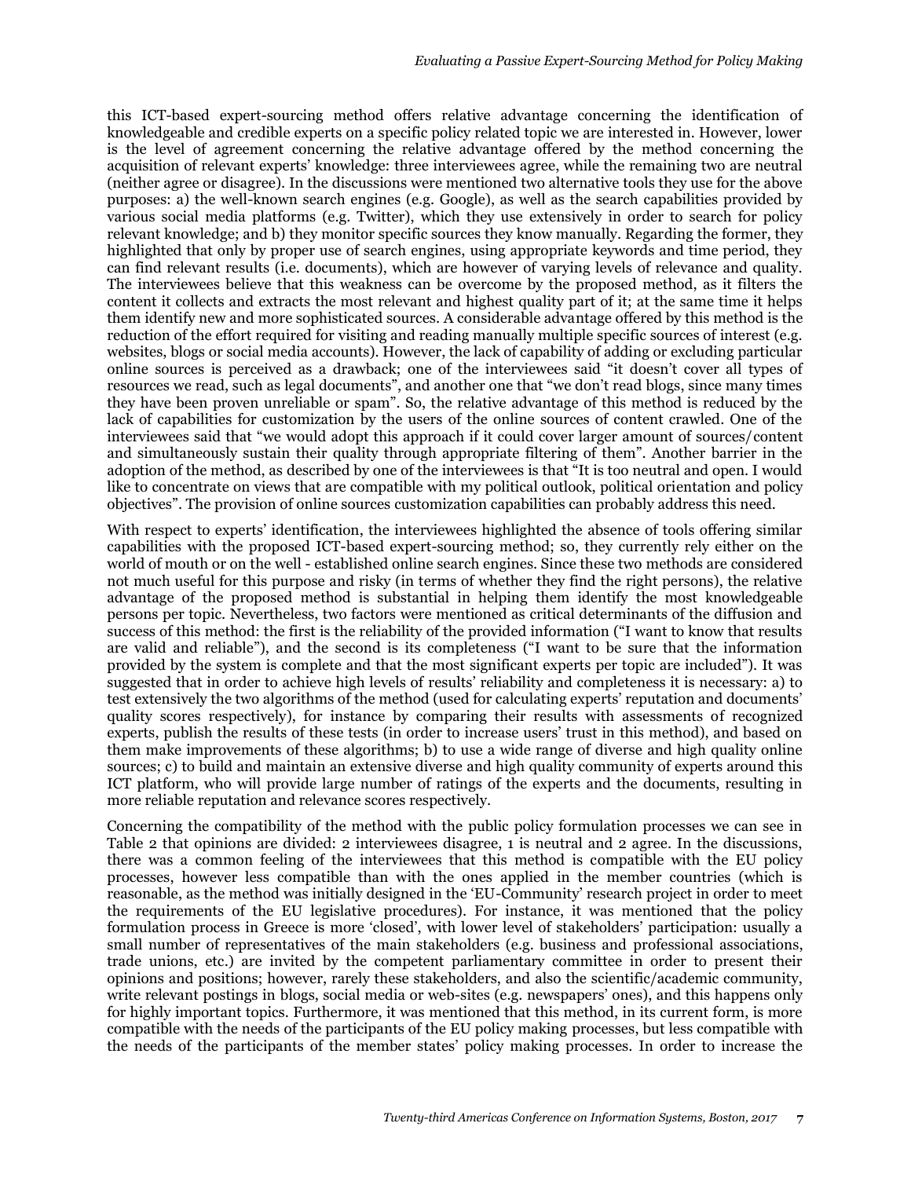this ICT-based expert-sourcing method offers relative advantage concerning the identification of knowledgeable and credible experts on a specific policy related topic we are interested in. However, lower is the level of agreement concerning the relative advantage offered by the method concerning the acquisition of relevant experts' knowledge: three interviewees agree, while the remaining two are neutral (neither agree or disagree). In the discussions were mentioned two alternative tools they use for the above purposes: a) the well-known search engines (e.g. Google), as well as the search capabilities provided by various social media platforms (e.g. Twitter), which they use extensively in order to search for policy relevant knowledge; and b) they monitor specific sources they know manually. Regarding the former, they highlighted that only by proper use of search engines, using appropriate keywords and time period, they can find relevant results (i.e. documents), which are however of varying levels of relevance and quality. The interviewees believe that this weakness can be overcome by the proposed method, as it filters the content it collects and extracts the most relevant and highest quality part of it; at the same time it helps them identify new and more sophisticated sources. A considerable advantage offered by this method is the reduction of the effort required for visiting and reading manually multiple specific sources of interest (e.g. websites, blogs or social media accounts). However, the lack of capability of adding or excluding particular online sources is perceived as a drawback; one of the interviewees said "it doesn't cover all types of resources we read, such as legal documents", and another one that "we don't read blogs, since many times they have been proven unreliable or spam". So, the relative advantage of this method is reduced by the lack of capabilities for customization by the users of the online sources of content crawled. One of the interviewees said that "we would adopt this approach if it could cover larger amount of sources/content and simultaneously sustain their quality through appropriate filtering of them". Another barrier in the adoption of the method, as described by one of the interviewees is that "It is too neutral and open. I would like to concentrate on views that are compatible with my political outlook, political orientation and policy objectives". The provision of online sources customization capabilities can probably address this need.

With respect to experts' identification, the interviewees highlighted the absence of tools offering similar capabilities with the proposed ICT-based expert-sourcing method; so, they currently rely either on the world of mouth or on the well - established online search engines. Since these two methods are considered not much useful for this purpose and risky (in terms of whether they find the right persons), the relative advantage of the proposed method is substantial in helping them identify the most knowledgeable persons per topic. Nevertheless, two factors were mentioned as critical determinants of the diffusion and success of this method: the first is the reliability of the provided information ("I want to know that results are valid and reliable"), and the second is its completeness ("I want to be sure that the information provided by the system is complete and that the most significant experts per topic are included"). It was suggested that in order to achieve high levels of results' reliability and completeness it is necessary: a) to test extensively the two algorithms of the method (used for calculating experts' reputation and documents' quality scores respectively), for instance by comparing their results with assessments of recognized experts, publish the results of these tests (in order to increase users' trust in this method), and based on them make improvements of these algorithms; b) to use a wide range of diverse and high quality online sources; c) to build and maintain an extensive diverse and high quality community of experts around this ICT platform, who will provide large number of ratings of the experts and the documents, resulting in more reliable reputation and relevance scores respectively.

Concerning the compatibility of the method with the public policy formulation processes we can see in Table 2 that opinions are divided: 2 interviewees disagree, 1 is neutral and 2 agree. In the discussions, there was a common feeling of the interviewees that this method is compatible with the EU policy processes, however less compatible than with the ones applied in the member countries (which is reasonable, as the method was initially designed in the 'EU-Community' research project in order to meet the requirements of the EU legislative procedures). For instance, it was mentioned that the policy formulation process in Greece is more 'closed', with lower level of stakeholders' participation: usually a small number of representatives of the main stakeholders (e.g. business and professional associations, trade unions, etc.) are invited by the competent parliamentary committee in order to present their opinions and positions; however, rarely these stakeholders, and also the scientific/academic community, write relevant postings in blogs, social media or web-sites (e.g. newspapers' ones), and this happens only for highly important topics. Furthermore, it was mentioned that this method, in its current form, is more compatible with the needs of the participants of the EU policy making processes, but less compatible with the needs of the participants of the member states' policy making processes. In order to increase the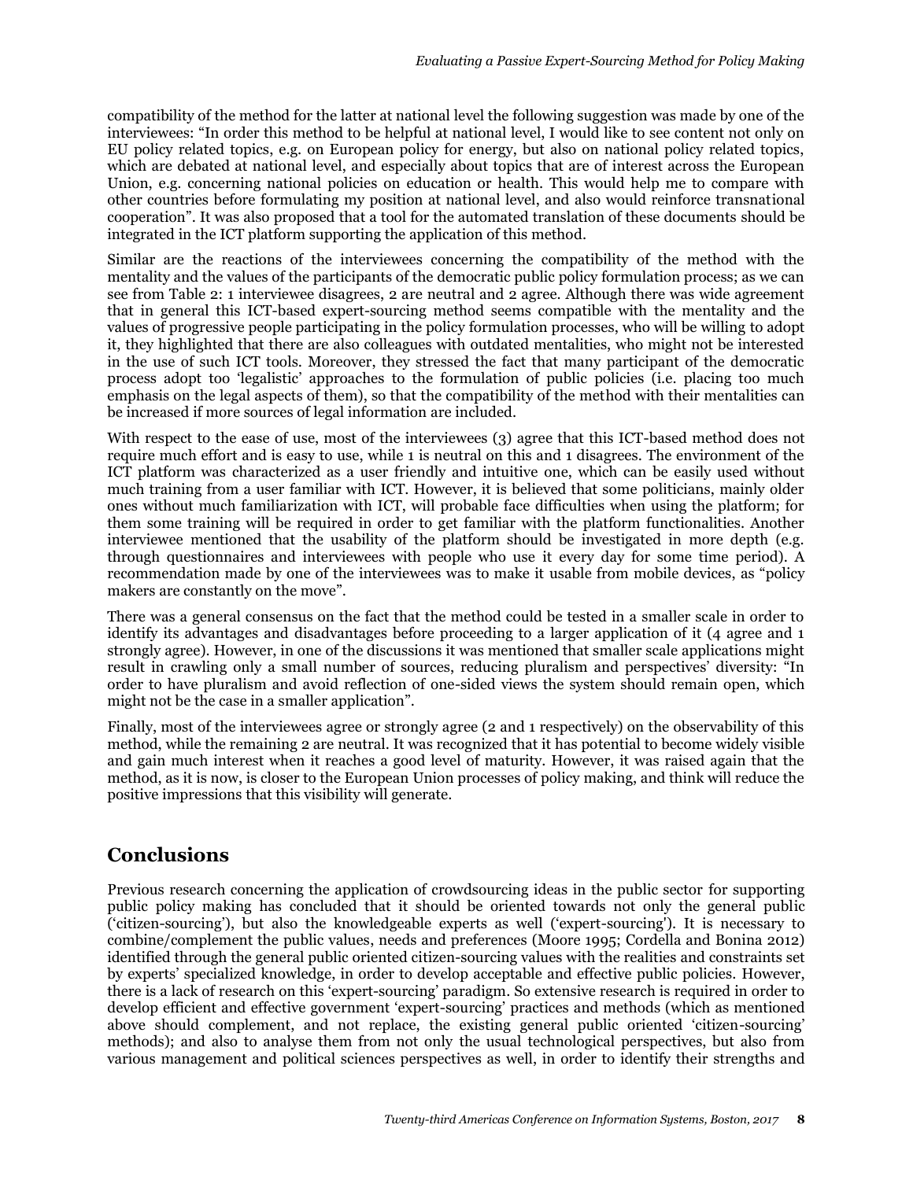compatibility of the method for the latter at national level the following suggestion was made by one of the interviewees: "In order this method to be helpful at national level, I would like to see content not only on EU policy related topics, e.g. on European policy for energy, but also on national policy related topics, which are debated at national level, and especially about topics that are of interest across the European Union, e.g. concerning national policies on education or health. This would help me to compare with other countries before formulating my position at national level, and also would reinforce transnational cooperation". It was also proposed that a tool for the automated translation of these documents should be integrated in the ICT platform supporting the application of this method.

Similar are the reactions of the interviewees concerning the compatibility of the method with the mentality and the values of the participants of the democratic public policy formulation process; as we can see from Table 2: 1 interviewee disagrees, 2 are neutral and 2 agree. Although there was wide agreement that in general this ICT-based expert-sourcing method seems compatible with the mentality and the values of progressive people participating in the policy formulation processes, who will be willing to adopt it, they highlighted that there are also colleagues with outdated mentalities, who might not be interested in the use of such ICT tools. Moreover, they stressed the fact that many participant of the democratic process adopt too 'legalistic' approaches to the formulation of public policies (i.e. placing too much emphasis on the legal aspects of them), so that the compatibility of the method with their mentalities can be increased if more sources of legal information are included.

With respect to the ease of use, most of the interviewees (3) agree that this ICT-based method does not require much effort and is easy to use, while 1 is neutral on this and 1 disagrees. The environment of the ICT platform was characterized as a user friendly and intuitive one, which can be easily used without much training from a user familiar with ICT. However, it is believed that some politicians, mainly older ones without much familiarization with ICT, will probable face difficulties when using the platform; for them some training will be required in order to get familiar with the platform functionalities. Another interviewee mentioned that the usability of the platform should be investigated in more depth (e.g. through questionnaires and interviewees with people who use it every day for some time period). A recommendation made by one of the interviewees was to make it usable from mobile devices, as "policy makers are constantly on the move".

There was a general consensus on the fact that the method could be tested in a smaller scale in order to identify its advantages and disadvantages before proceeding to a larger application of it (4 agree and 1 strongly agree). However, in one of the discussions it was mentioned that smaller scale applications might result in crawling only a small number of sources, reducing pluralism and perspectives' diversity: "In order to have pluralism and avoid reflection of one-sided views the system should remain open, which might not be the case in a smaller application".

Finally, most of the interviewees agree or strongly agree (2 and 1 respectively) on the observability of this method, while the remaining 2 are neutral. It was recognized that it has potential to become widely visible and gain much interest when it reaches a good level of maturity. However, it was raised again that the method, as it is now, is closer to the European Union processes of policy making, and think will reduce the positive impressions that this visibility will generate.

## Conclusions

Previous research concerning the application of crowdsourcing ideas in the public sector for supporting public policy making has concluded that it should be oriented towards not only the general public ('citizen-sourcing'), but also the knowledgeable experts as well ('expert-sourcing'). It is necessary to combine/complement the public values, needs and preferences (Moore 1995; Cordella and Bonina 2012) identified through the general public oriented citizen-sourcing values with the realities and constraints set by experts' specialized knowledge, in order to develop acceptable and effective public policies. However, there is a lack of research on this 'expert-sourcing' paradigm. So extensive research is required in order to develop efficient and effective government 'expert-sourcing' practices and methods (which as mentioned above should complement, and not replace, the existing general public oriented 'citizen-sourcing' methods); and also to analyse them from not only the usual technological perspectives, but also from various management and political sciences perspectives as well, in order to identify their strengths and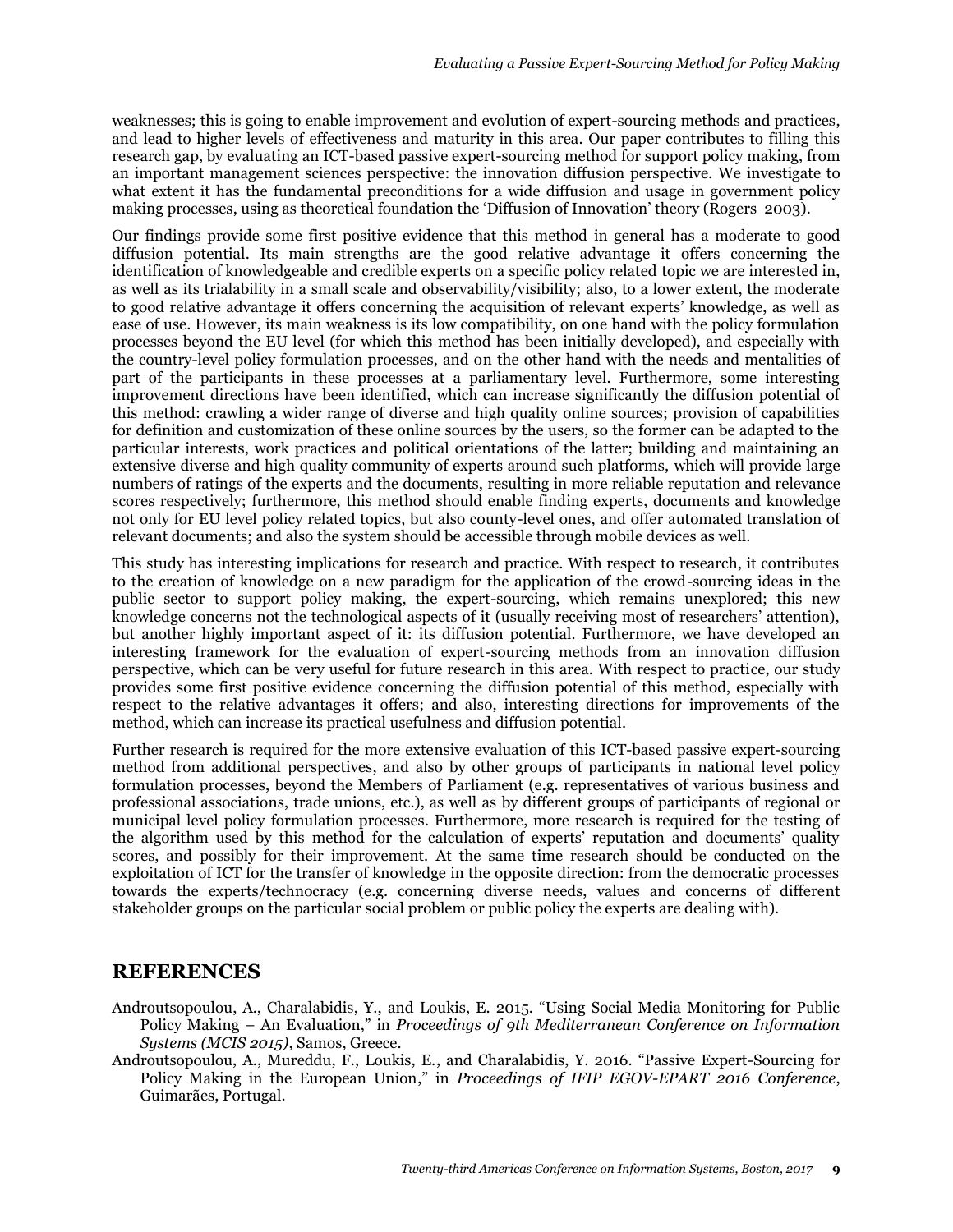weaknesses; this is going to enable improvement and evolution of expert-sourcing methods and practices, and lead to higher levels of effectiveness and maturity in this area. Our paper contributes to filling this research gap, by evaluating an ICT-based passive expert-sourcing method for support policy making, from an important management sciences perspective: the innovation diffusion perspective. We investigate to what extent it has the fundamental preconditions for a wide diffusion and usage in government policy making processes, using as theoretical foundation the 'Diffusion of Innovation' theory (Rogers 2003).

Our findings provide some first positive evidence that this method in general has a moderate to good diffusion potential. Its main strengths are the good relative advantage it offers concerning the identification of knowledgeable and credible experts on a specific policy related topic we are interested in, as well as its trialability in a small scale and observability/visibility; also, to a lower extent, the moderate to good relative advantage it offers concerning the acquisition of relevant experts' knowledge, as well as ease of use. However, its main weakness is its low compatibility, on one hand with the policy formulation processes beyond the EU level (for which this method has been initially developed), and especially with the country-level policy formulation processes, and on the other hand with the needs and mentalities of part of the participants in these processes at a parliamentary level. Furthermore, some interesting improvement directions have been identified, which can increase significantly the diffusion potential of this method: crawling a wider range of diverse and high quality online sources; provision of capabilities for definition and customization of these online sources by the users, so the former can be adapted to the particular interests, work practices and political orientations of the latter; building and maintaining an extensive diverse and high quality community of experts around such platforms, which will provide large numbers of ratings of the experts and the documents, resulting in more reliable reputation and relevance scores respectively; furthermore, this method should enable finding experts, documents and knowledge not only for EU level policy related topics, but also county-level ones, and offer automated translation of relevant documents; and also the system should be accessible through mobile devices as well.

This study has interesting implications for research and practice. With respect to research, it contributes to the creation of knowledge on a new paradigm for the application of the crowd-sourcing ideas in the public sector to support policy making, the expert-sourcing, which remains unexplored; this new knowledge concerns not the technological aspects of it (usually receiving most of researchers' attention), but another highly important aspect of it: its diffusion potential. Furthermore, we have developed an interesting framework for the evaluation of expert-sourcing methods from an innovation diffusion perspective, which can be very useful for future research in this area. With respect to practice, our study provides some first positive evidence concerning the diffusion potential of this method, especially with respect to the relative advantages it offers; and also, interesting directions for improvements of the method, which can increase its practical usefulness and diffusion potential.

Further research is required for the more extensive evaluation of this ICT-based passive expert-sourcing method from additional perspectives, and also by other groups of participants in national level policy formulation processes, beyond the Members of Parliament (e.g. representatives of various business and professional associations, trade unions, etc.), as well as by different groups of participants of regional or municipal level policy formulation processes. Furthermore, more research is required for the testing of the algorithm used by this method for the calculation of experts' reputation and documents' quality scores, and possibly for their improvement. At the same time research should be conducted on the exploitation of ICT for the transfer of knowledge in the opposite direction: from the democratic processes towards the experts/technocracy (e.g. concerning diverse needs, values and concerns of different stakeholder groups on the particular social problem or public policy the experts are dealing with).

## REFERENCES

Androutsopoulou, A., Charalabidis, Y., and Loukis, E. 2015. "Using Social Media Monitoring for Public Policy Making – An Evaluation," in *Proceedings of 9th Mediterranean Conference on Information Systems (MCIS 2015)*, Samos, Greece.

Androutsopoulou, A., Mureddu, F., Loukis, E., and Charalabidis, Y. 2016. "Passive Expert-Sourcing for Policy Making in the European Union," in *Proceedings of IFIP EGOV-EPART 2016 Conference*, Guimarães, Portugal.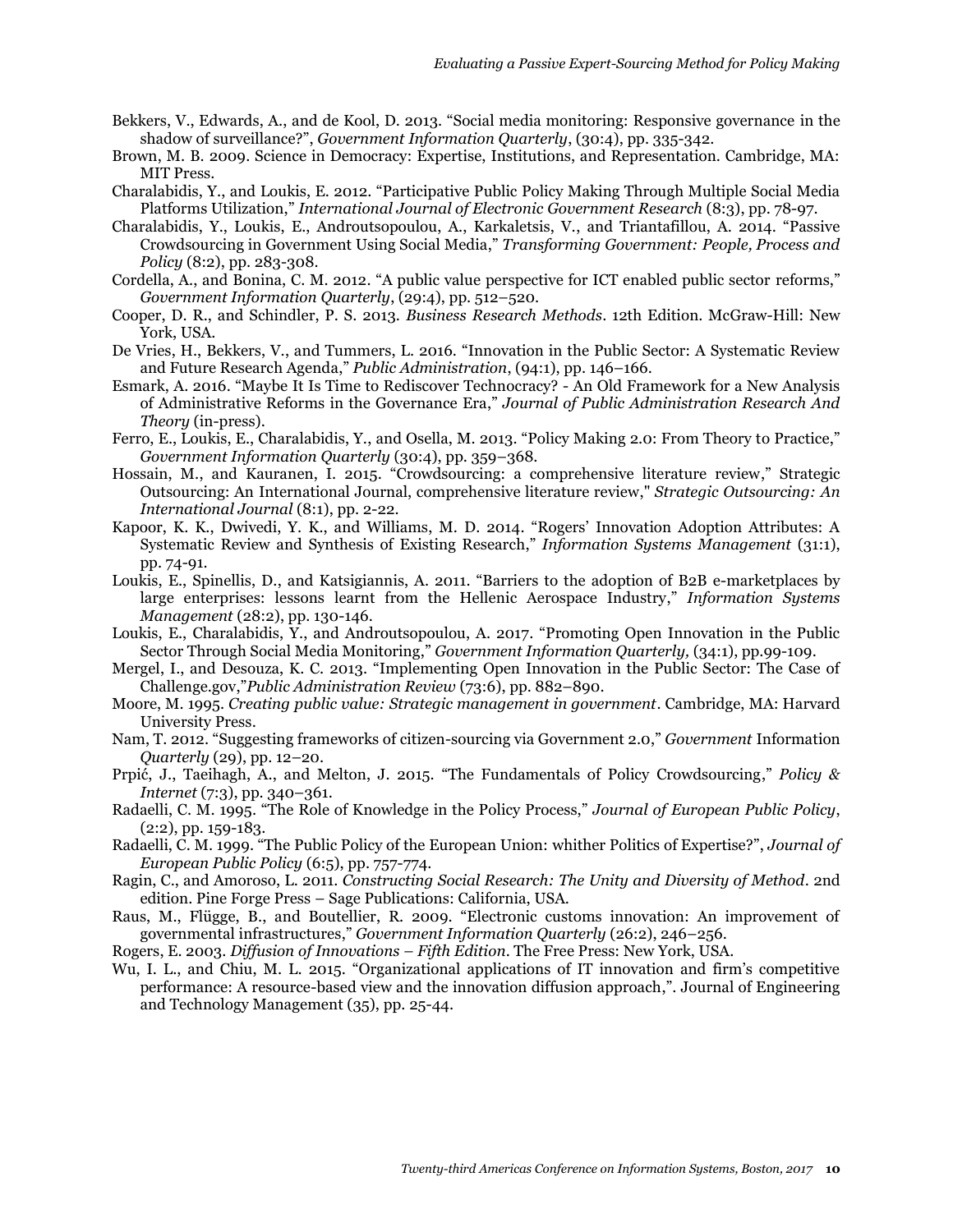Bekkers, V., Edwards, A., and de Kool, D. 2013. "Social media monitoring: Responsive governance in the shadow of surveillance?", *Government Information Quarterly*, (30:4), pp. 335-342.

Brown, M. B. 2009. Science in Democracy: Expertise, Institutions, and Representation. Cambridge, MA: MIT Press.

Charalabidis, Y., and Loukis, E. 2012. "Participative Public Policy Making Through Multiple Social Media Platforms Utilization," *International Journal of Electronic Government Research* (8:3), pp. 78-97.

Charalabidis, Y., Loukis, E., Androutsopoulou, A., Karkaletsis, V., and Triantafillou, A. 2014. "Passive Crowdsourcing in Government Using Social Media," *Transforming Government: People, Process and Policy* (8:2), pp. 283-308.

Cordella, A., and Bonina, C. M. 2012. "A public value perspective for ICT enabled public sector reforms," *Government Information Quarterly*, (29:4), pp. 512–520.

Cooper, D. R., and Schindler, P. S. 2013. *Business Research Methods*. 12th Edition. McGraw-Hill: New York, USA.

De Vries, H., Bekkers, V., and Tummers, L. 2016. "Innovation in the Public Sector: A Systematic Review and Future Research Agenda," *Public Administration*, (94:1), pp. 146–166.

Esmark, A. 2016. "Maybe It Is Time to Rediscover Technocracy? - An Old Framework for a New Analysis of Administrative Reforms in the Governance Era," *Journal of Public Administration Research And Theory* (in-press).

Ferro, E., Loukis, E., Charalabidis, Y., and Osella, M. 2013. "Policy Making 2.0: From Theory to Practice," *Government Information Quarterly* (30:4), pp. 359–368.

Hossain, M., and Kauranen, I. 2015. "Crowdsourcing: a comprehensive literature review," Strategic Outsourcing: An International Journal, comprehensive literature review," *Strategic Outsourcing: An International Journal* (8:1), pp. 2-22.

Kapoor, K. K., Dwivedi, Y. K., and Williams, M. D. 2014. "Rogers' Innovation Adoption Attributes: A Systematic Review and Synthesis of Existing Research," *Information Systems Management* (31:1), pp. 74-91.

Loukis, E., Spinellis, D., and Katsigiannis, A. 2011. "Barriers to the adoption of B2B e-marketplaces by large enterprises: lessons learnt from the Hellenic Aerospace Industry," *Information Systems Management* (28:2), pp. 130-146.

Loukis, E., Charalabidis, Y., and Androutsopoulou, A. 2017. "Promoting Open Innovation in the Public Sector Through Social Media Monitoring," *Government Information Quarterly,* (34:1), pp.99-109.

Mergel, I., and Desouza, K. C. 2013. "Implementing Open Innovation in the Public Sector: The Case of Challenge.gov,"*Public Administration Review* (73:6), pp. 882–890.

Moore, M. 1995. *Creating public value: Strategic management in government*. Cambridge, MA: Harvard University Press.

Nam, T. 2012. "Suggesting frameworks of citizen-sourcing via Government 2.0," *Government* Information *Quarterly* (29), pp. 12–20.

Prpić, J., Taeihagh, A., and Melton, J. 2015. "The Fundamentals of Policy Crowdsourcing," *Policy & Internet* (7:3), pp. 340–361.

Radaelli, C. M. 1995. "The Role of Knowledge in the Policy Process," *Journal of European Public Policy*, (2:2), pp. 159-183.

Radaelli, C. M. 1999. "The Public Policy of the European Union: whither Politics of Expertise?", *Journal of European Public Policy* (6:5), pp. 757-774.

Ragin, C., and Amoroso, L. 2011. *Constructing Social Research: The Unity and Diversity of Method*. 2nd edition. Pine Forge Press – Sage Publications: California, USA.

Raus, M., Flügge, B., and Boutellier, R. 2009. "Electronic customs innovation: An improvement of governmental infrastructures," *Government Information Quarterly* (26:2), 246–256.

Rogers, E. 2003. *Diffusion of Innovations – Fifth Edition*. The Free Press: New York, USA.

Wu, I. L., and Chiu, M. L. 2015. "Organizational applications of IT innovation and firm's competitive performance: A resource-based view and the innovation diffusion approach,". Journal of Engineering and Technology Management (35), pp. 25-44.